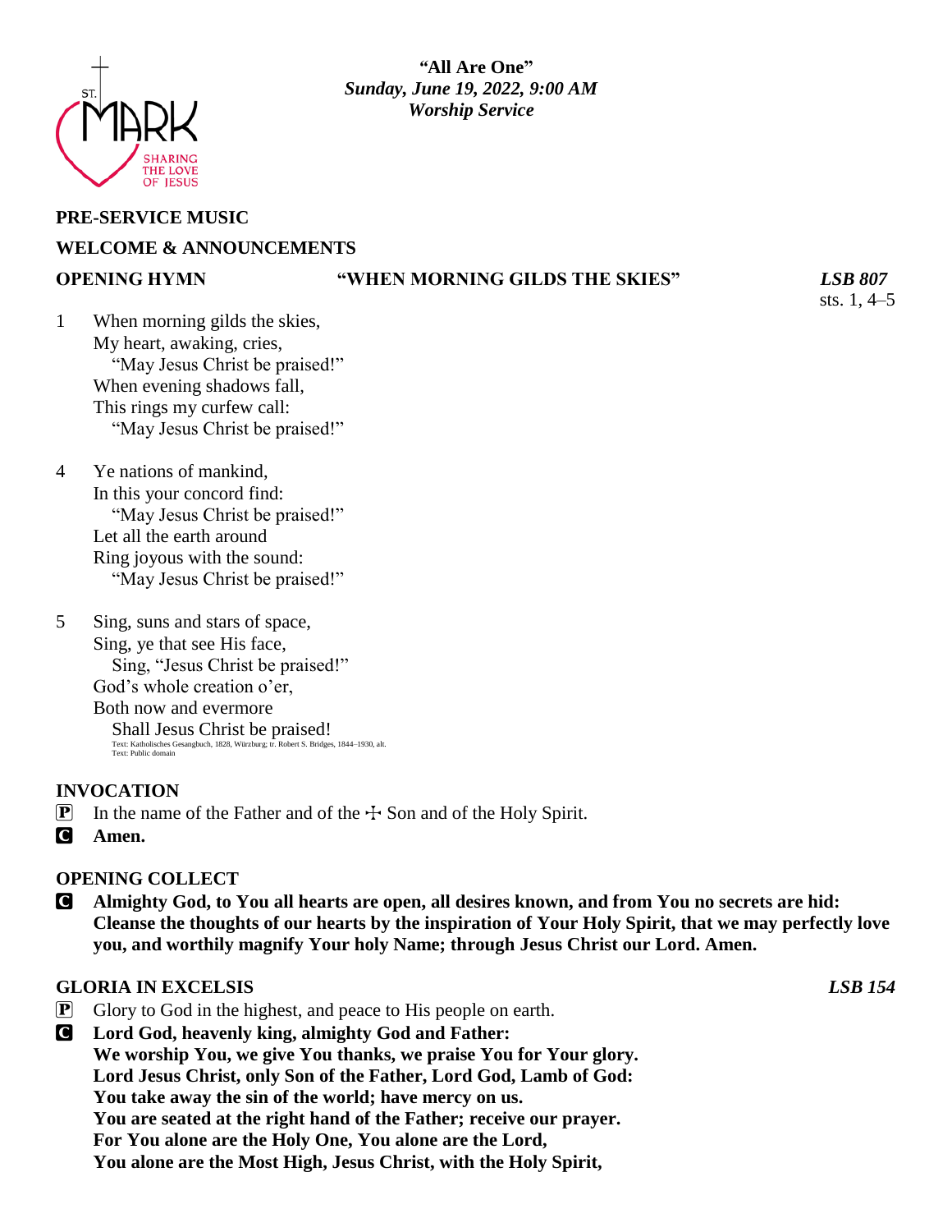**"All Are One"**
***Sunday, June 19, 2022, 9:00 AM***
***Worship Service***

**PRE-SERVICE MUSIC**

**WELCOME & ANNOUNCEMENTS**

**OPENING HYMN** **"WHEN MORNING GILDS THE SKIES"** ***LSB 807***
sts. 1, 4–5

1 When morning gilds the skies,
My heart, awaking, cries,
"May Jesus Christ be praised!"
When evening shadows fall,
This rings my curfew call:
"May Jesus Christ be praised!"

4 Ye nations of mankind,
In this your concord find:
"May Jesus Christ be praised!"
Let all the earth around
Ring joyous with the sound:
"May Jesus Christ be praised!"

5 Sing, suns and stars of space,
Sing, ye that see His face,
Sing, "Jesus Christ be praised!"
God's whole creation o'er,
Both now and evermore
Shall Jesus Christ be praised!

Text: Katholisches Gesangbuch, 1828, Würzburg; tr. Robert S. Bridges, 1844–1930, alt.
Text: Public domain

**INVOCATION**

P In the name of the Father and of the ☩ Son and of the Holy Spirit.
C **Amen.**

**OPENING COLLECT**

C **Almighty God, to You all hearts are open, all desires known, and from You no secrets are hid: Cleanse the thoughts of our hearts by the inspiration of Your Holy Spirit, that we may perfectly love you, and worthily magnify Your holy Name; through Jesus Christ our Lord. Amen.**

**GLORIA IN EXCELSIS** ***LSB 154***

P Glory to God in the highest, and peace to His people on earth.
C **Lord God, heavenly king, almighty God and Father:**
**We worship You, we give You thanks, we praise You for Your glory.**
**Lord Jesus Christ, only Son of the Father, Lord God, Lamb of God:**
**You take away the sin of the world; have mercy on us.**
**You are seated at the right hand of the Father; receive our prayer.**
**For You alone are the Holy One, You alone are the Lord,**
**You alone are the Most High, Jesus Christ, with the Holy Spirit,**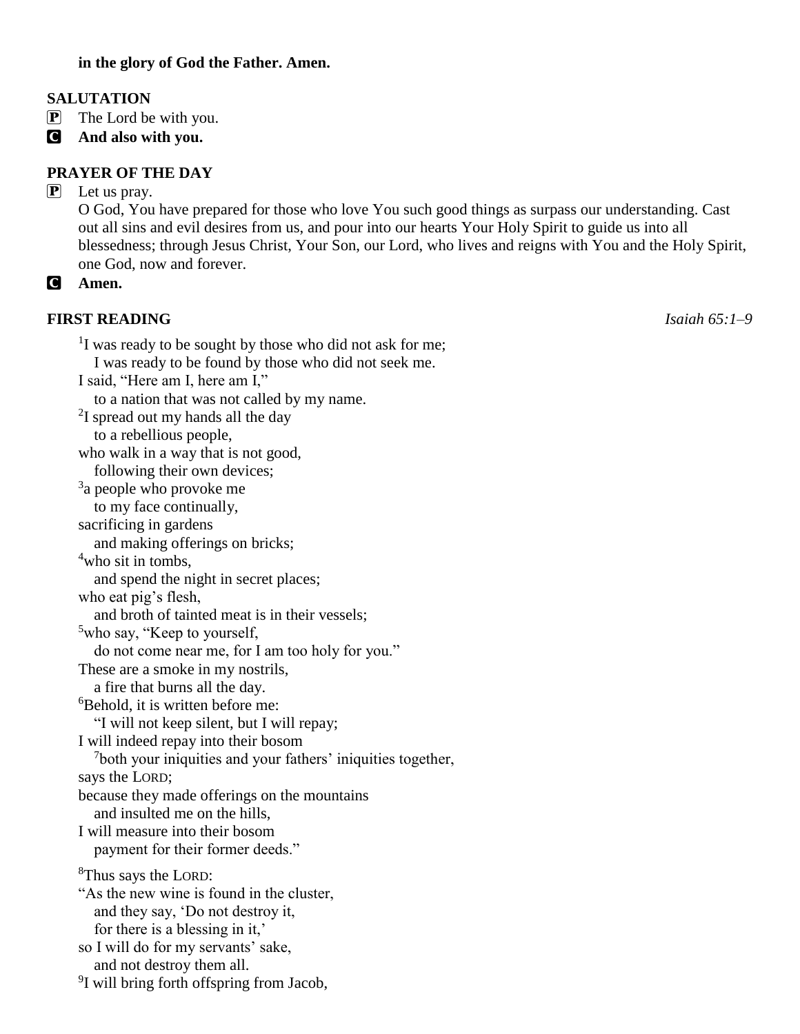**in the glory of God the Father. Amen.**

**SALUTATION**

P The Lord be with you.

C **And also with you.**

**PRAYER OF THE DAY**

P Let us pray.
O God, You have prepared for those who love You such good things as surpass our understanding. Cast out all sins and evil desires from us, and pour into our hearts Your Holy Spirit to guide us into all blessedness; through Jesus Christ, Your Son, our Lord, who lives and reigns with You and the Holy Spirit, one God, now and forever.

C **Amen.**

**FIRST READING** *Isaiah 65:1–9*

[1]I was ready to be sought by those who did not ask for me;
I was ready to be found by those who did not seek me.
I said, "Here am I, here am I,"
to a nation that was not called by my name.
[2]I spread out my hands all the day
to a rebellious people,
who walk in a way that is not good,
following their own devices;
[3]a people who provoke me
to my face continually,
sacrificing in gardens
and making offerings on bricks;
[4]who sit in tombs,
and spend the night in secret places;
who eat pig's flesh,
and broth of tainted meat is in their vessels;
[5]who say, "Keep to yourself,
do not come near me, for I am too holy for you."
These are a smoke in my nostrils,
a fire that burns all the day.
[6]Behold, it is written before me:
"I will not keep silent, but I will repay;
I will indeed repay into their bosom
[7]both your iniquities and your fathers' iniquities together,
says the LORD;
because they made offerings on the mountains
and insulted me on the hills,
I will measure into their bosom
payment for their former deeds."

[8]Thus says the LORD:
"As the new wine is found in the cluster,
and they say, 'Do not destroy it,
for there is a blessing in it,'
so I will do for my servants' sake,
and not destroy them all.
[9]I will bring forth offspring from Jacob,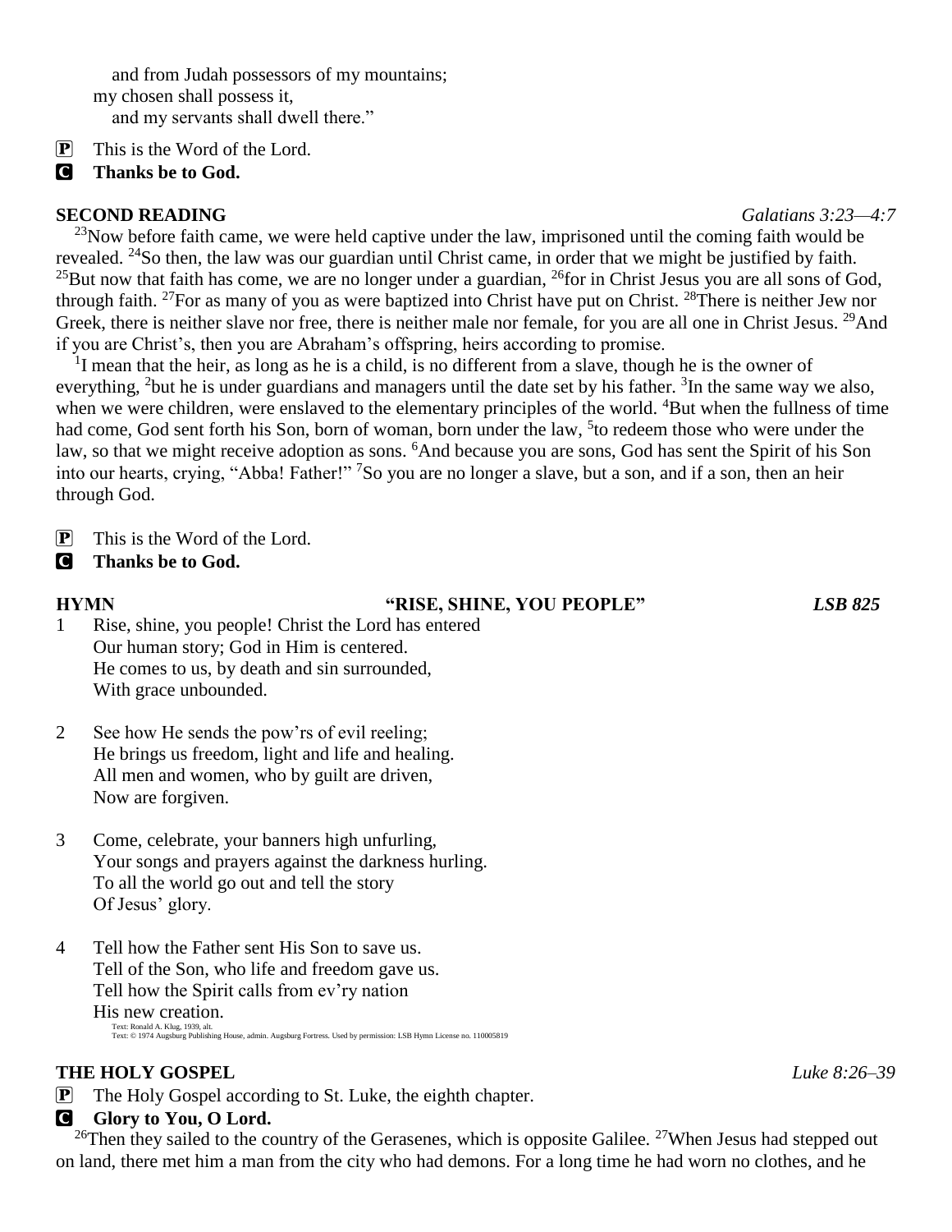and from Judah possessors of my mountains;
my chosen shall possess it,
and my servants shall dwell there."

P This is the Word of the Lord.

C **Thanks be to God.**

**SECOND READING** *Galatians 3:23—4:7*

[23]Now before faith came, we were held captive under the law, imprisoned until the coming faith would be revealed. [24]So then, the law was our guardian until Christ came, in order that we might be justified by faith. [25]But now that faith has come, we are no longer under a guardian, [26]for in Christ Jesus you are all sons of God, through faith. [27]For as many of you as were baptized into Christ have put on Christ. [28]There is neither Jew nor Greek, there is neither slave nor free, there is neither male nor female, for you are all one in Christ Jesus. [29]And if you are Christ's, then you are Abraham's offspring, heirs according to promise.

[1]I mean that the heir, as long as he is a child, is no different from a slave, though he is the owner of everything, [2]but he is under guardians and managers until the date set by his father. [3]In the same way we also, when we were children, were enslaved to the elementary principles of the world. [4]But when the fullness of time had come, God sent forth his Son, born of woman, born under the law, [5]to redeem those who were under the law, so that we might receive adoption as sons. [6]And because you are sons, God has sent the Spirit of his Son into our hearts, crying, "Abba! Father!" [7]So you are no longer a slave, but a son, and if a son, then an heir through God.

P This is the Word of the Lord.

C **Thanks be to God.**

**HYMN** **"RISE, SHINE, YOU PEOPLE"** ***LSB 825***

1 Rise, shine, you people! Christ the Lord has entered
Our human story; God in Him is centered.
He comes to us, by death and sin surrounded,
With grace unbounded.

2 See how He sends the pow'rs of evil reeling;
He brings us freedom, light and life and healing.
All men and women, who by guilt are driven,
Now are forgiven.

3 Come, celebrate, your banners high unfurling,
Your songs and prayers against the darkness hurling.
To all the world go out and tell the story
Of Jesus' glory.

4 Tell how the Father sent His Son to save us.
Tell of the Son, who life and freedom gave us.
Tell how the Spirit calls from ev'ry nation
His new creation.

Text: Ronald A. Klug, 1939, alt.
Text: © 1974 Augsburg Publishing House, admin. Augsburg Fortress. Used by permission: LSB Hymn License no. 110005819

**THE HOLY GOSPEL** *Luke 8:26–39*

P The Holy Gospel according to St. Luke, the eighth chapter.

C **Glory to You, O Lord.**

[26]Then they sailed to the country of the Gerasenes, which is opposite Galilee. [27]When Jesus had stepped out on land, there met him a man from the city who had demons. For a long time he had worn no clothes, and he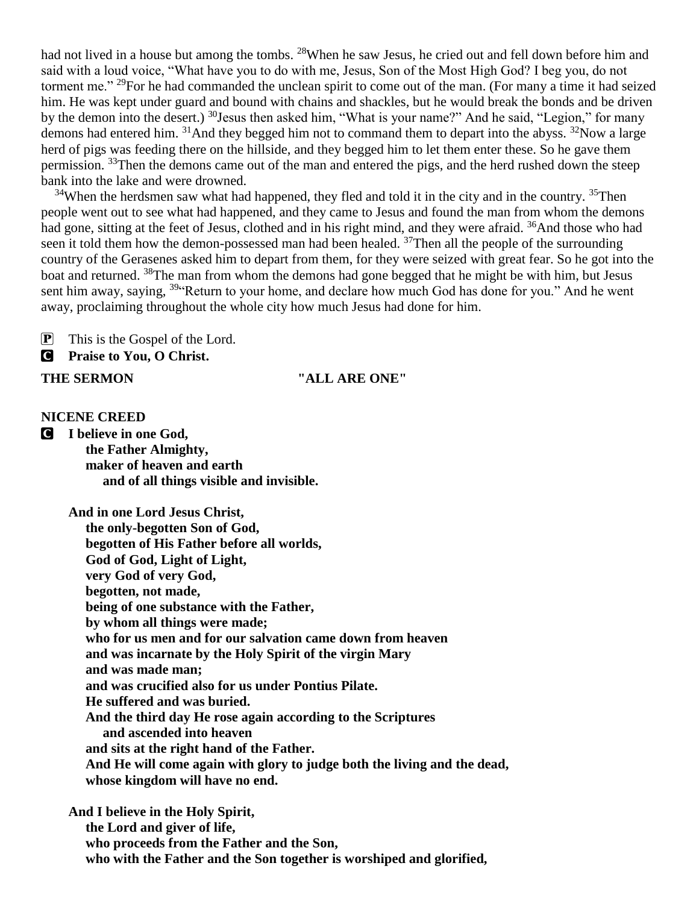had not lived in a house but among the tombs. [28]When he saw Jesus, he cried out and fell down before him and said with a loud voice, "What have you to do with me, Jesus, Son of the Most High God? I beg you, do not torment me." [29]For he had commanded the unclean spirit to come out of the man. (For many a time it had seized him. He was kept under guard and bound with chains and shackles, but he would break the bonds and be driven by the demon into the desert.) [30]Jesus then asked him, "What is your name?" And he said, "Legion," for many demons had entered him. [31]And they begged him not to command them to depart into the abyss. [32]Now a large herd of pigs was feeding there on the hillside, and they begged him to let them enter these. So he gave them permission. [33]Then the demons came out of the man and entered the pigs, and the herd rushed down the steep bank into the lake and were drowned.

[34]When the herdsmen saw what had happened, they fled and told it in the city and in the country. [35]Then people went out to see what had happened, and they came to Jesus and found the man from whom the demons had gone, sitting at the feet of Jesus, clothed and in his right mind, and they were afraid. [36]And those who had seen it told them how the demon-possessed man had been healed. [37]Then all the people of the surrounding country of the Gerasenes asked him to depart from them, for they were seized with great fear. So he got into the boat and returned. [38]The man from whom the demons had gone begged that he might be with him, but Jesus sent him away, saying, [39]"Return to your home, and declare how much God has done for you." And he went away, proclaiming throughout the whole city how much Jesus had done for him.

P This is the Gospel of the Lord.

C **Praise to You, O Christ.**

**THE SERMON "ALL ARE ONE"**

**NICENE CREED**

C **I believe in one God,**
**the Father Almighty,**
**maker of heaven and earth**
**and of all things visible and invisible.**

**And in one Lord Jesus Christ,**
**the only-begotten Son of God,**
**begotten of His Father before all worlds,**
**God of God, Light of Light,**
**very God of very God,**
**begotten, not made,**
**being of one substance with the Father,**
**by whom all things were made;**
**who for us men and for our salvation came down from heaven**
**and was incarnate by the Holy Spirit of the virgin Mary**
**and was made man;**
**and was crucified also for us under Pontius Pilate.**
**He suffered and was buried.**
**And the third day He rose again according to the Scriptures**
**and ascended into heaven**
**and sits at the right hand of the Father.**
**And He will come again with glory to judge both the living and the dead,**
**whose kingdom will have no end.**

**And I believe in the Holy Spirit,**
**the Lord and giver of life,**
**who proceeds from the Father and the Son,**
**who with the Father and the Son together is worshiped and glorified,**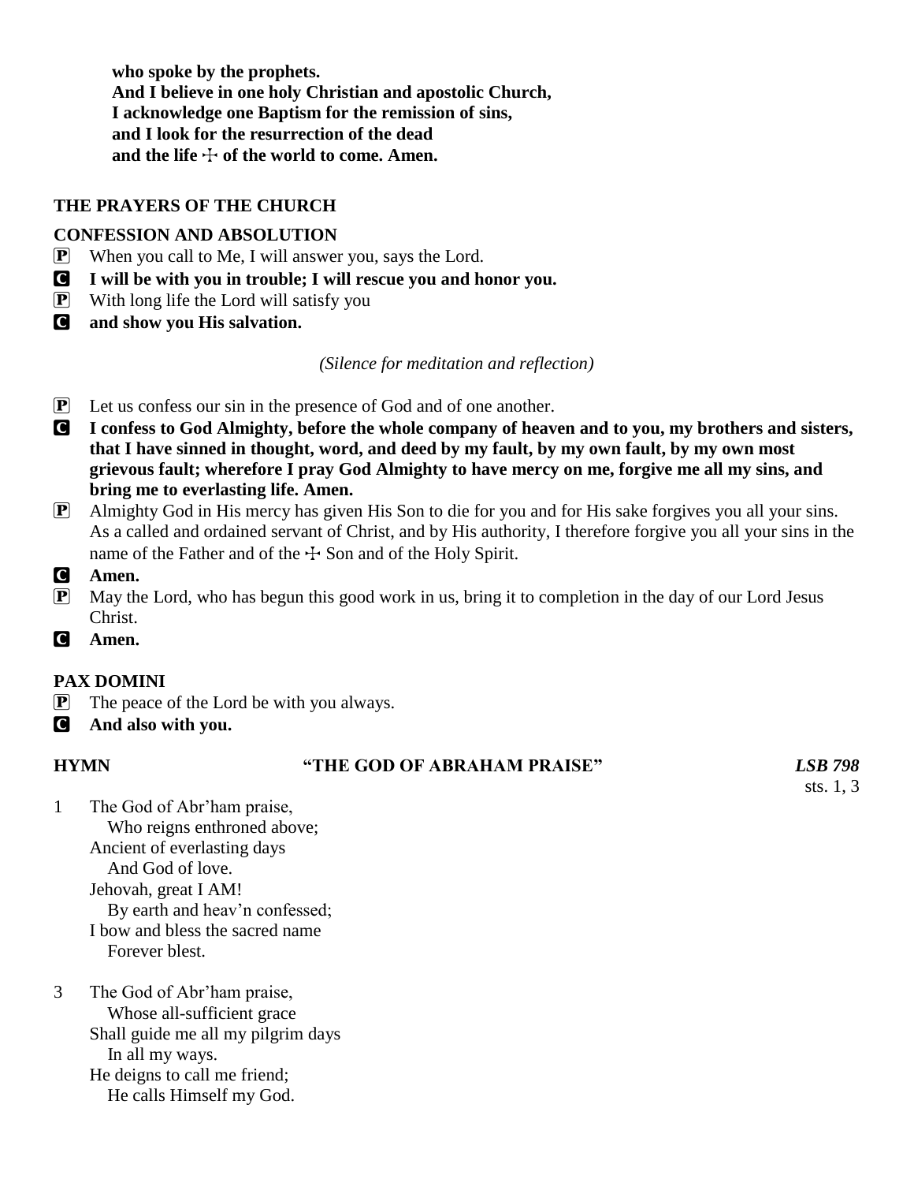**who spoke by the prophets.**
**And I believe in one holy Christian and apostolic Church,**
**I acknowledge one Baptism for the remission of sins,**
**and I look for the resurrection of the dead**
**and the life ☩ of the world to come. Amen.**

## THE PRAYERS OF THE CHURCH

## CONFESSION AND ABSOLUTION

P When you call to Me, I will answer you, says the Lord.

C **I will be with you in trouble; I will rescue you and honor you.**

P With long life the Lord will satisfy you

C **and show you His salvation.**

*(Silence for meditation and reflection)*

P Let us confess our sin in the presence of God and of one another.

C **I confess to God Almighty, before the whole company of heaven and to you, my brothers and sisters, that I have sinned in thought, word, and deed by my fault, by my own fault, by my own most grievous fault; wherefore I pray God Almighty to have mercy on me, forgive me all my sins, and bring me to everlasting life. Amen.**

P Almighty God in His mercy has given His Son to die for you and for His sake forgives you all your sins. As a called and ordained servant of Christ, and by His authority, I therefore forgive you all your sins in the name of the Father and of the ☩ Son and of the Holy Spirit.

C **Amen.**

P May the Lord, who has begun this good work in us, bring it to completion in the day of our Lord Jesus Christ.

C **Amen.**

## PAX DOMINI

P The peace of the Lord be with you always.

C **And also with you.**

**HYMN** **"THE GOD OF ABRAHAM PRAISE"** ***LSB 798*** sts. 1, 3

1 The God of Abr'ham praise,
Who reigns enthroned above;
Ancient of everlasting days
And God of love.
Jehovah, great I AM!
By earth and heav'n confessed;
I bow and bless the sacred name
Forever blest.

3 The God of Abr'ham praise,
Whose all-sufficient grace
Shall guide me all my pilgrim days
In all my ways.
He deigns to call me friend;
He calls Himself my God.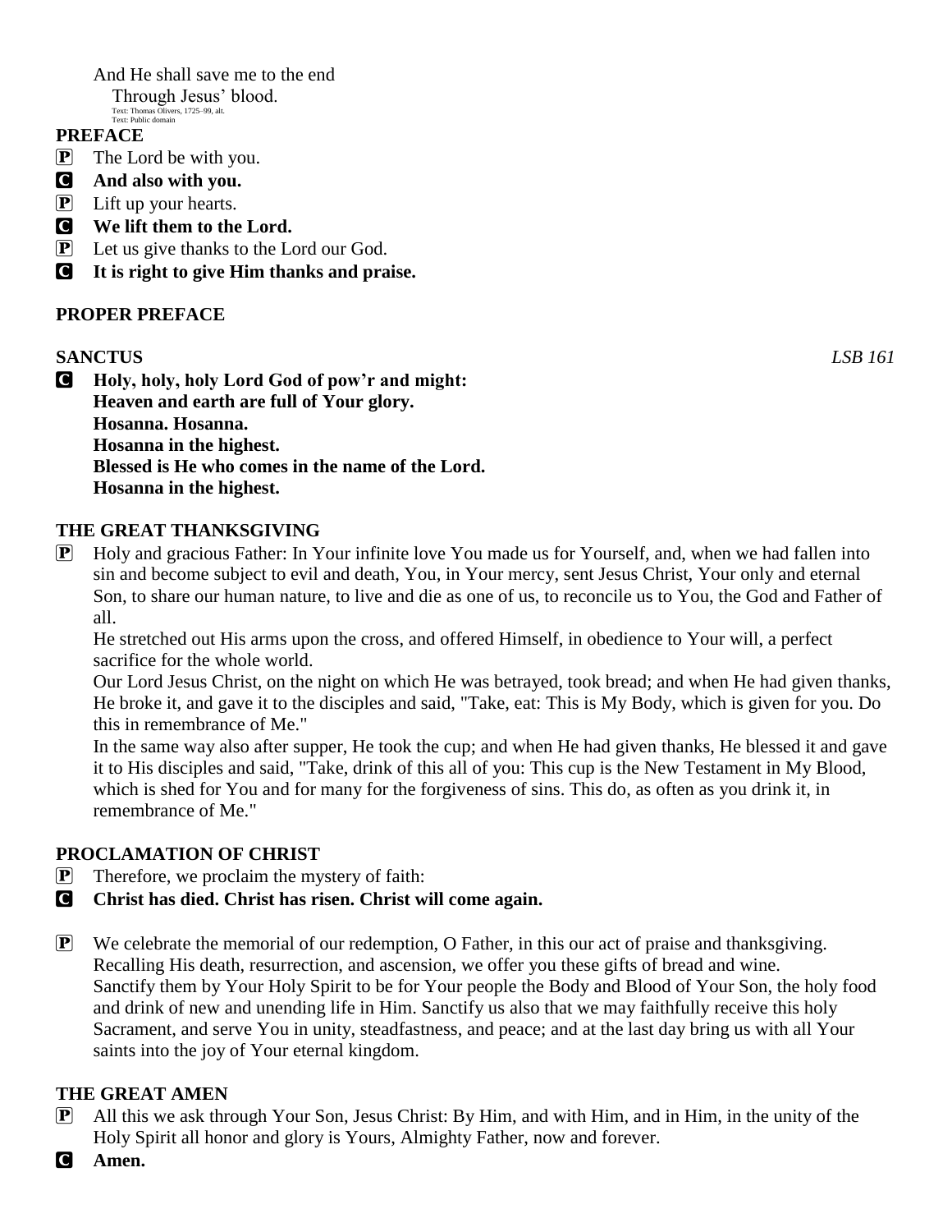And He shall save me to the end
Through Jesus' blood.

Text: Thomas Olivers, 1725–99, alt.
Text: Public domain

**PREFACE**

P The Lord be with you.

C **And also with you.**

P Lift up your hearts.

C **We lift them to the Lord.**

P Let us give thanks to the Lord our God.

C **It is right to give Him thanks and praise.**

**PROPER PREFACE**

**SANCTUS** *LSB 161*

C **Holy, holy, holy Lord God of pow'r and might:**
**Heaven and earth are full of Your glory.**
**Hosanna. Hosanna.**
**Hosanna in the highest.**
**Blessed is He who comes in the name of the Lord.**
**Hosanna in the highest.**

**THE GREAT THANKSGIVING**

P Holy and gracious Father: In Your infinite love You made us for Yourself, and, when we had fallen into sin and become subject to evil and death, You, in Your mercy, sent Jesus Christ, Your only and eternal Son, to share our human nature, to live and die as one of us, to reconcile us to You, the God and Father of all.

He stretched out His arms upon the cross, and offered Himself, in obedience to Your will, a perfect sacrifice for the whole world.

Our Lord Jesus Christ, on the night on which He was betrayed, took bread; and when He had given thanks, He broke it, and gave it to the disciples and said, "Take, eat: This is My Body, which is given for you. Do this in remembrance of Me."

In the same way also after supper, He took the cup; and when He had given thanks, He blessed it and gave it to His disciples and said, "Take, drink of this all of you: This cup is the New Testament in My Blood, which is shed for You and for many for the forgiveness of sins. This do, as often as you drink it, in remembrance of Me."

**PROCLAMATION OF CHRIST**

P Therefore, we proclaim the mystery of faith:

C **Christ has died. Christ has risen. Christ will come again.**

P We celebrate the memorial of our redemption, O Father, in this our act of praise and thanksgiving. Recalling His death, resurrection, and ascension, we offer you these gifts of bread and wine. Sanctify them by Your Holy Spirit to be for Your people the Body and Blood of Your Son, the holy food and drink of new and unending life in Him. Sanctify us also that we may faithfully receive this holy Sacrament, and serve You in unity, steadfastness, and peace; and at the last day bring us with all Your saints into the joy of Your eternal kingdom.

**THE GREAT AMEN**

P All this we ask through Your Son, Jesus Christ: By Him, and with Him, and in Him, in the unity of the Holy Spirit all honor and glory is Yours, Almighty Father, now and forever.

C **Amen.**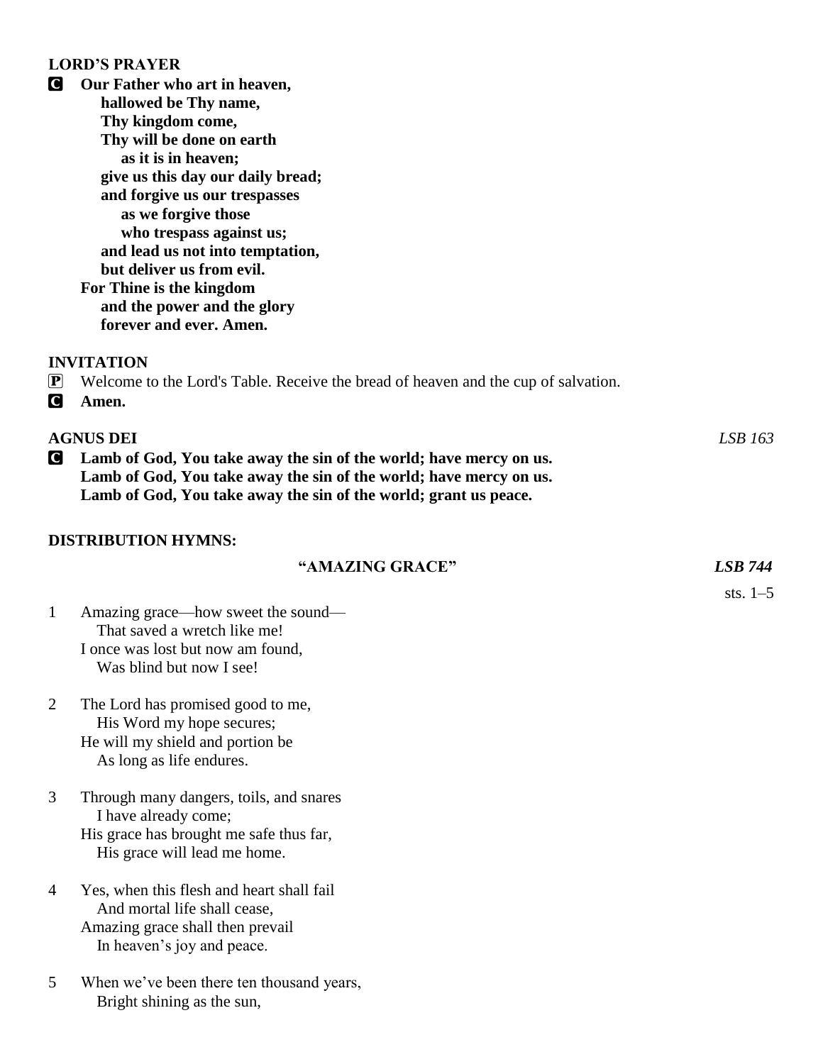**LORD'S PRAYER**

**C** **Our Father who art in heaven,**
**hallowed be Thy name,**
**Thy kingdom come,**
**Thy will be done on earth**
**as it is in heaven;**
**give us this day our daily bread;**
**and forgive us our trespasses**
**as we forgive those**
**who trespass against us;**
**and lead us not into temptation,**
**but deliver us from evil.**
**For Thine is the kingdom**
**and the power and the glory**
**forever and ever. Amen.**

**INVITATION**

**P** Welcome to the Lord's Table. Receive the bread of heaven and the cup of salvation.

**C** **Amen.**

**AGNUS DEI** *LSB 163*

**C** **Lamb of God, You take away the sin of the world; have mercy on us.**
**Lamb of God, You take away the sin of the world; have mercy on us.**
**Lamb of God, You take away the sin of the world; grant us peace.**

**DISTRIBUTION HYMNS:**

**"AMAZING GRACE"** ***LSB 744***

sts. 1–5

1 Amazing grace—how sweet the sound—
That saved a wretch like me!
I once was lost but now am found,
Was blind but now I see!

2 The Lord has promised good to me,
His Word my hope secures;
He will my shield and portion be
As long as life endures.

3 Through many dangers, toils, and snares
I have already come;
His grace has brought me safe thus far,
His grace will lead me home.

4 Yes, when this flesh and heart shall fail
And mortal life shall cease,
Amazing grace shall then prevail
In heaven's joy and peace.

5 When we've been there ten thousand years,
Bright shining as the sun,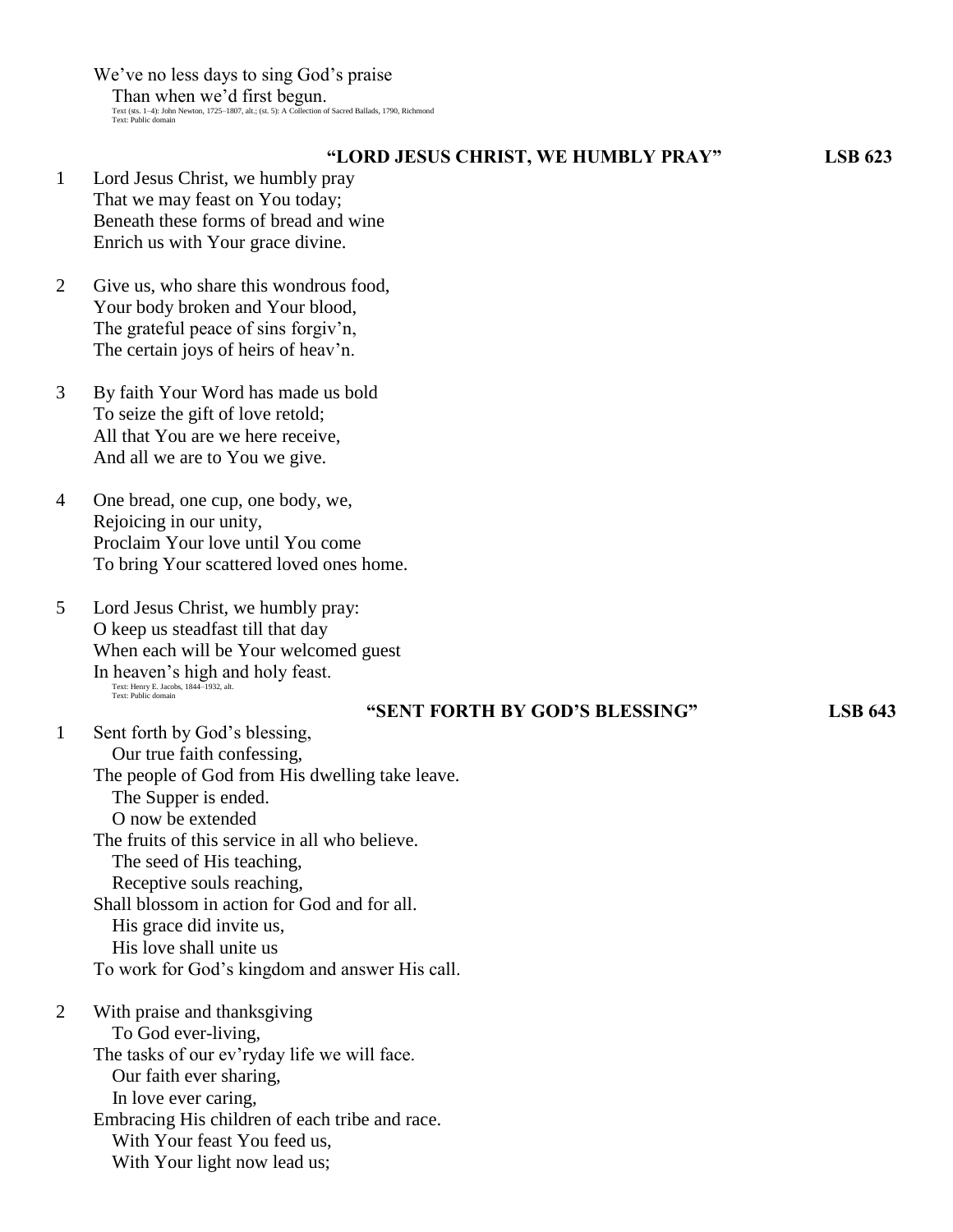We've no less days to sing God's praise
Than when we'd first begun.

Text (sts. 1–4): John Newton, 1725–1807, alt.; (st. 5): A Collection of Sacred Ballads, 1790, Richmond
Text: Public domain

### "LORD JESUS CHRIST, WE HUMBLY PRAY" LSB 623

1 Lord Jesus Christ, we humbly pray
That we may feast on You today;
Beneath these forms of bread and wine
Enrich us with Your grace divine.

2 Give us, who share this wondrous food,
Your body broken and Your blood,
The grateful peace of sins forgiv'n,
The certain joys of heirs of heav'n.

3 By faith Your Word has made us bold
To seize the gift of love retold;
All that You are we here receive,
And all we are to You we give.

4 One bread, one cup, one body, we,
Rejoicing in our unity,
Proclaim Your love until You come
To bring Your scattered loved ones home.

5 Lord Jesus Christ, we humbly pray:
O keep us steadfast till that day
When each will be Your welcomed guest
In heaven's high and holy feast.

Text: Henry E. Jacobs, 1844–1932, alt.
Text: Public domain

### "SENT FORTH BY GOD'S BLESSING" LSB 643

1 Sent forth by God's blessing,
Our true faith confessing,
The people of God from His dwelling take leave.
The Supper is ended.
O now be extended
The fruits of this service in all who believe.
The seed of His teaching,
Receptive souls reaching,
Shall blossom in action for God and for all.
His grace did invite us,
His love shall unite us
To work for God's kingdom and answer His call.

2 With praise and thanksgiving
To God ever-living,
The tasks of our ev'ryday life we will face.
Our faith ever sharing,
In love ever caring,
Embracing His children of each tribe and race.
With Your feast You feed us,
With Your light now lead us;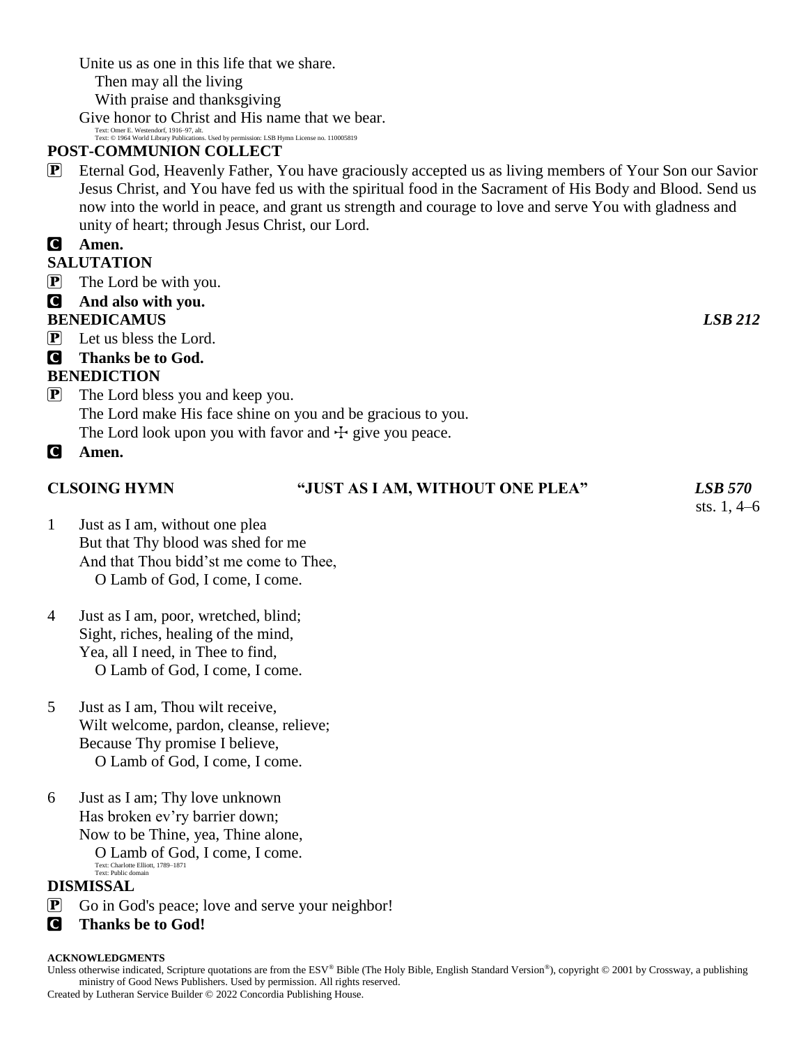Unite us as one in this life that we share.
  Then may all the living
  With praise and thanksgiving
Give honor to Christ and His name that we bear.

Text: Omer E. Westendorf, 1916–97, alt.
Text: © 1964 World Library Publications. Used by permission: LSB Hymn License no. 110005819

**POST-COMMUNION COLLECT**

**P** Eternal God, Heavenly Father, You have graciously accepted us as living members of Your Son our Savior Jesus Christ, and You have fed us with the spiritual food in the Sacrament of His Body and Blood. Send us now into the world in peace, and grant us strength and courage to love and serve You with gladness and unity of heart; through Jesus Christ, our Lord.

**C** **Amen.**

**SALUTATION**

**P** The Lord be with you.

**C** **And also with you.**

**BENEDICAMUS** *LSB 212*

**P** Let us bless the Lord.

**C** **Thanks be to God.**

**BENEDICTION**

**P** The Lord bless you and keep you.
The Lord make His face shine on you and be gracious to you.
The Lord look upon you with favor and ☩ give you peace.

**C** **Amen.**

**CLSOING HYMN** **"JUST AS I AM, WITHOUT ONE PLEA"** ***LSB 570*** sts. 1, 4–6

1 Just as I am, without one plea
But that Thy blood was shed for me
And that Thou bidd'st me come to Thee,
  O Lamb of God, I come, I come.

4 Just as I am, poor, wretched, blind;
Sight, riches, healing of the mind,
Yea, all I need, in Thee to find,
  O Lamb of God, I come, I come.

5 Just as I am, Thou wilt receive,
Wilt welcome, pardon, cleanse, relieve;
Because Thy promise I believe,
  O Lamb of God, I come, I come.

6 Just as I am; Thy love unknown
Has broken ev'ry barrier down;
Now to be Thine, yea, Thine alone,
  O Lamb of God, I come, I come.

Text: Charlotte Elliott, 1789–1871
Text: Public domain

**DISMISSAL**

**P** Go in God's peace; love and serve your neighbor!

**C** **Thanks be to God!**

**ACKNOWLEDGMENTS**

Unless otherwise indicated, Scripture quotations are from the ESV® Bible (The Holy Bible, English Standard Version®), copyright © 2001 by Crossway, a publishing ministry of Good News Publishers. Used by permission. All rights reserved.

Created by Lutheran Service Builder © 2022 Concordia Publishing House.